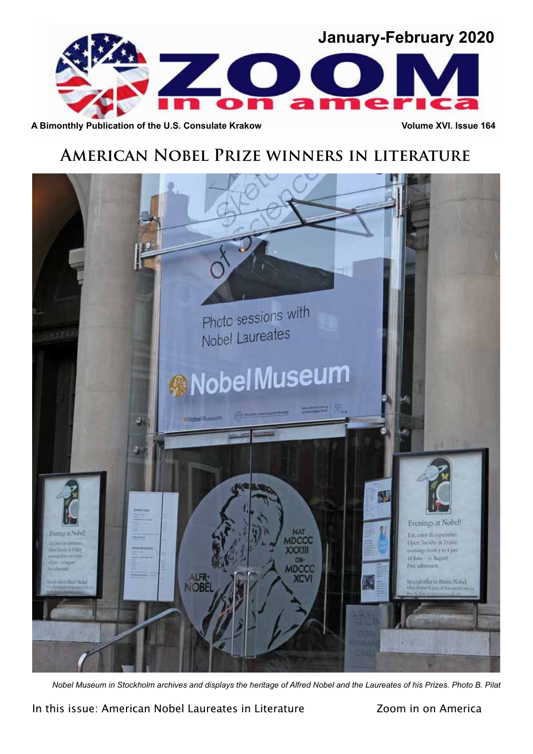January-February 2020

# ZOOM in on america

**A Bimonthly Publication of the U.S. Consulate Krakow** **Volume XVI. Issue 164**

## American Nobel Prize winners in literature

*Nobel Museum in Stockholm archives and displays the heritage of Alfred Nobel and the Laureates of his Prizes. Photo B. Pilat*

In this issue: American Nobel Laureates in Literature

Zoom in on America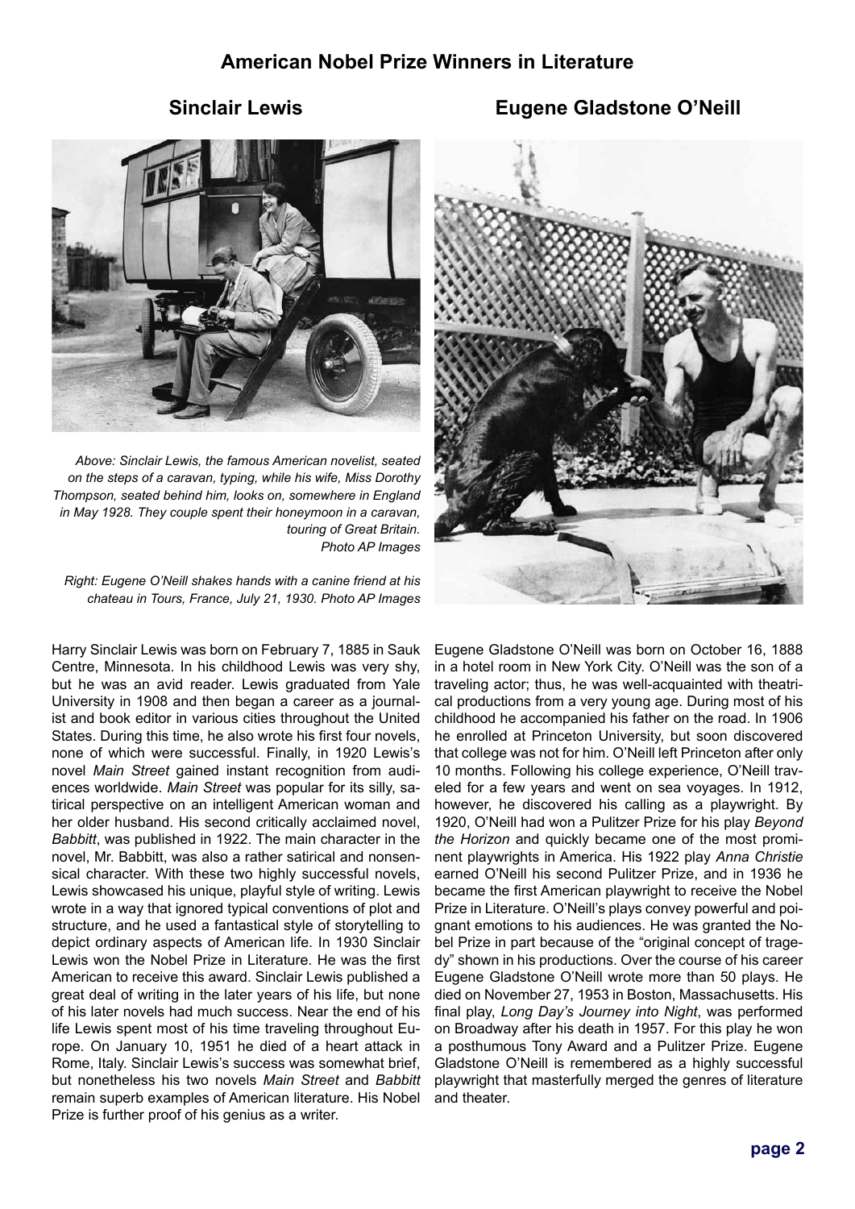# American Nobel Prize Winners in Literature

## Sinclair Lewis

*Above: Sinclair Lewis, the famous American novelist, seated on the steps of a caravan, typing, while his wife, Miss Dorothy Thompson, seated behind him, looks on, somewhere in England in May 1928. They couple spent their honeymoon in a caravan, touring of Great Britain.*
*Photo AP Images*

*Right: Eugene O'Neill shakes hands with a canine friend at his chateau in Tours, France, July 21, 1930. Photo AP Images*

Harry Sinclair Lewis was born on February 7, 1885 in Sauk Centre, Minnesota. In his childhood Lewis was very shy, but he was an avid reader. Lewis graduated from Yale University in 1908 and then began a career as a journalist and book editor in various cities throughout the United States. During this time, he also wrote his first four novels, none of which were successful. Finally, in 1920 Lewis's novel *Main Street* gained instant recognition from audiences worldwide. *Main Street* was popular for its silly, satirical perspective on an intelligent American woman and her older husband. His second critically acclaimed novel, *Babbitt*, was published in 1922. The main character in the novel, Mr. Babbitt, was also a rather satirical and nonsensical character. With these two highly successful novels, Lewis showcased his unique, playful style of writing. Lewis wrote in a way that ignored typical conventions of plot and structure, and he used a fantastical style of storytelling to depict ordinary aspects of American life. In 1930 Sinclair Lewis won the Nobel Prize in Literature. He was the first American to receive this award. Sinclair Lewis published a great deal of writing in the later years of his life, but none of his later novels had much success. Near the end of his life Lewis spent most of his time traveling throughout Europe. On January 10, 1951 he died of a heart attack in Rome, Italy. Sinclair Lewis's success was somewhat brief, but nonetheless his two novels *Main Street* and *Babbitt* remain superb examples of American literature. His Nobel Prize is further proof of his genius as a writer.

## Eugene Gladstone O'Neill

Eugene Gladstone O'Neill was born on October 16, 1888 in a hotel room in New York City. O'Neill was the son of a traveling actor; thus, he was well-acquainted with theatrical productions from a very young age. During most of his childhood he accompanied his father on the road. In 1906 he enrolled at Princeton University, but soon discovered that college was not for him. O'Neill left Princeton after only 10 months. Following his college experience, O'Neill traveled for a few years and went on sea voyages. In 1912, however, he discovered his calling as a playwright. By 1920, O'Neill had won a Pulitzer Prize for his play *Beyond the Horizon* and quickly became one of the most prominent playwrights in America. His 1922 play *Anna Christie* earned O'Neill his second Pulitzer Prize, and in 1936 he became the first American playwright to receive the Nobel Prize in Literature. O'Neill's plays convey powerful and poignant emotions to his audiences. He was granted the Nobel Prize in part because of the "original concept of tragedy" shown in his productions. Over the course of his career Eugene Gladstone O'Neill wrote more than 50 plays. He died on November 27, 1953 in Boston, Massachusetts. His final play, *Long Day's Journey into Night*, was performed on Broadway after his death in 1957. For this play he won a posthumous Tony Award and a Pulitzer Prize. Eugene Gladstone O'Neill is remembered as a highly successful playwright that masterfully merged the genres of literature and theater.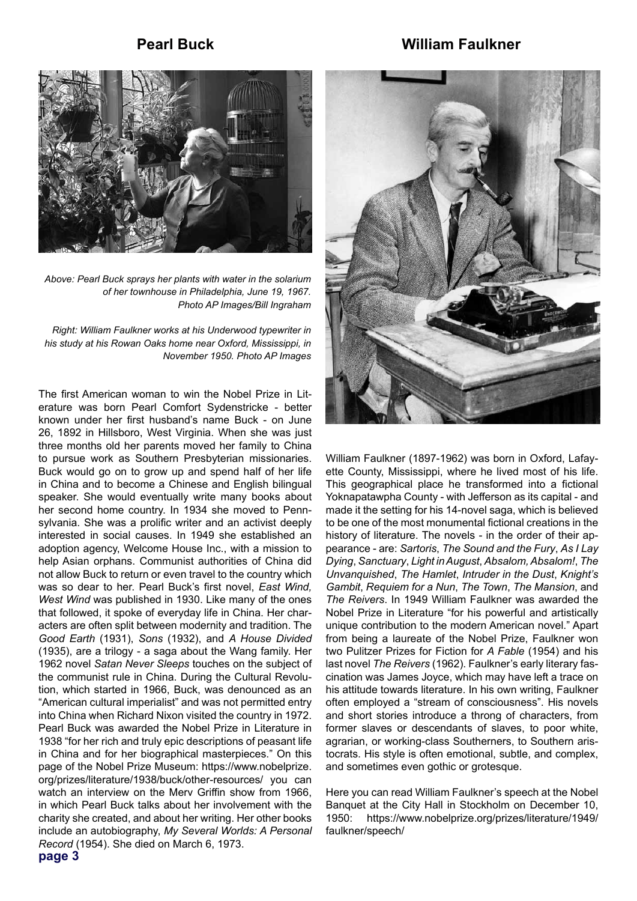## Pearl Buck

*Above: Pearl Buck sprays her plants with water in the solarium of her townhouse in Philadelphia, June 19, 1967. Photo AP Images/Bill Ingraham*

*Right: William Faulkner works at his Underwood typewriter in his study at his Rowan Oaks home near Oxford, Mississippi, in November 1950. Photo AP Images*

The first American woman to win the Nobel Prize in Literature was born Pearl Comfort Sydenstricke - better known under her first husband's name Buck - on June 26, 1892 in Hillsboro, West Virginia. When she was just three months old her parents moved her family to China to pursue work as Southern Presbyterian missionaries. Buck would go on to grow up and spend half of her life in China and to become a Chinese and English bilingual speaker. She would eventually write many books about her second home country. In 1934 she moved to Pennsylvania. She was a prolific writer and an activist deeply interested in social causes. In 1949 she established an adoption agency, Welcome House Inc., with a mission to help Asian orphans. Communist authorities of China did not allow Buck to return or even travel to the country which was so dear to her. Pearl Buck's first novel, *East Wind, West Wind* was published in 1930. Like many of the ones that followed, it spoke of everyday life in China. Her characters are often split between modernity and tradition. The *Good Earth* (1931), *Sons* (1932), and *A House Divided* (1935), are a trilogy - a saga about the Wang family. Her 1962 novel *Satan Never Sleeps* touches on the subject of the communist rule in China. During the Cultural Revolution, which started in 1966, Buck, was denounced as an "American cultural imperialist" and was not permitted entry into China when Richard Nixon visited the country in 1972. Pearl Buck was awarded the Nobel Prize in Literature in 1938 "for her rich and truly epic descriptions of peasant life in China and for her biographical masterpieces." On this page of the Nobel Prize Museum: https://www.nobelprize.org/prizes/literature/1938/buck/other-resources/ you can watch an interview on the Merv Griffin show from 1966, in which Pearl Buck talks about her involvement with the charity she created, and about her writing. Her other books include an autobiography, *My Several Worlds: A Personal Record* (1954). She died on March 6, 1973.

## William Faulkner

William Faulkner (1897-1962) was born in Oxford, Lafayette County, Mississippi, where he lived most of his life. This geographical place he transformed into a fictional Yoknapatawpha County - with Jefferson as its capital - and made it the setting for his 14-novel saga, which is believed to be one of the most monumental fictional creations in the history of literature. The novels - in the order of their appearance - are: *Sartoris*, *The Sound and the Fury*, *As I Lay Dying*, *Sanctuary*, *Light in August*, *Absalom, Absalom!*, *The Unvanquished*, *The Hamlet*, *Intruder in the Dust*, *Knight's Gambit*, *Requiem for a Nun*, *The Town*, *The Mansion*, and *The Reivers*. In 1949 William Faulkner was awarded the Nobel Prize in Literature "for his powerful and artistically unique contribution to the modern American novel." Apart from being a laureate of the Nobel Prize, Faulkner won two Pulitzer Prizes for Fiction for *A Fable* (1954) and his last novel *The Reivers* (1962). Faulkner's early literary fascination was James Joyce, which may have left a trace on his attitude towards literature. In his own writing, Faulkner often employed a "stream of consciousness". His novels and short stories introduce a throng of characters, from former slaves or descendants of slaves, to poor white, agrarian, or working-class Southerners, to Southern aristocrats. His style is often emotional, subtle, and complex, and sometimes even gothic or grotesque.

Here you can read William Faulkner's speech at the Nobel Banquet at the City Hall in Stockholm on December 10, 1950: https://www.nobelprize.org/prizes/literature/1949/faulkner/speech/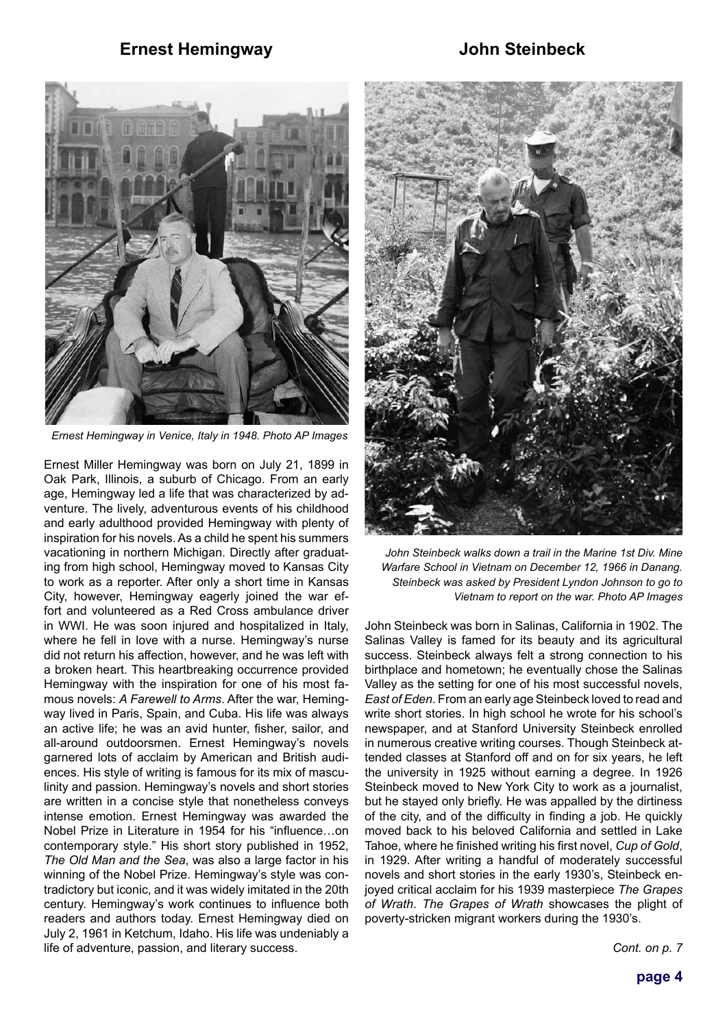## Ernest Hemingway

*Ernest Hemingway in Venice, Italy in 1948. Photo AP Images*

Ernest Miller Hemingway was born on July 21, 1899 in Oak Park, Illinois, a suburb of Chicago. From an early age, Hemingway led a life that was characterized by adventure. The lively, adventurous events of his childhood and early adulthood provided Hemingway with plenty of inspiration for his novels. As a child he spent his summers vacationing in northern Michigan. Directly after graduating from high school, Hemingway moved to Kansas City to work as a reporter. After only a short time in Kansas City, however, Hemingway eagerly joined the war effort and volunteered as a Red Cross ambulance driver in WWI. He was soon injured and hospitalized in Italy, where he fell in love with a nurse. Hemingway's nurse did not return his affection, however, and he was left with a broken heart. This heartbreaking occurrence provided Hemingway with the inspiration for one of his most famous novels: *A Farewell to Arms*. After the war, Hemingway lived in Paris, Spain, and Cuba. His life was always an active life; he was an avid hunter, fisher, sailor, and all-around outdoorsmen. Ernest Hemingway's novels garnered lots of acclaim by American and British audiences. His style of writing is famous for its mix of masculinity and passion. Hemingway's novels and short stories are written in a concise style that nonetheless conveys intense emotion. Ernest Hemingway was awarded the Nobel Prize in Literature in 1954 for his "influence…on contemporary style." His short story published in 1952, *The Old Man and the Sea*, was also a large factor in his winning of the Nobel Prize. Hemingway's style was contradictory but iconic, and it was widely imitated in the 20th century. Hemingway's work continues to influence both readers and authors today. Ernest Hemingway died on July 2, 1961 in Ketchum, Idaho. His life was undeniably a life of adventure, passion, and literary success.

## John Steinbeck

*John Steinbeck walks down a trail in the Marine 1st Div. Mine Warfare School in Vietnam on December 12, 1966 in Danang. Steinbeck was asked by President Lyndon Johnson to go to Vietnam to report on the war. Photo AP Images*

John Steinbeck was born in Salinas, California in 1902. The Salinas Valley is famed for its beauty and its agricultural success. Steinbeck always felt a strong connection to his birthplace and hometown; he eventually chose the Salinas Valley as the setting for one of his most successful novels, *East of Eden*. From an early age Steinbeck loved to read and write short stories. In high school he wrote for his school's newspaper, and at Stanford University Steinbeck enrolled in numerous creative writing courses. Though Steinbeck attended classes at Stanford off and on for six years, he left the university in 1925 without earning a degree. In 1926 Steinbeck moved to New York City to work as a journalist, but he stayed only briefly. He was appalled by the dirtiness of the city, and of the difficulty in finding a job. He quickly moved back to his beloved California and settled in Lake Tahoe, where he finished writing his first novel, *Cup of Gold*, in 1929. After writing a handful of moderately successful novels and short stories in the early 1930's, Steinbeck enjoyed critical acclaim for his 1939 masterpiece *The Grapes of Wrath*. *The Grapes of Wrath* showcases the plight of poverty-stricken migrant workers during the 1930's.

*Cont. on p. 7*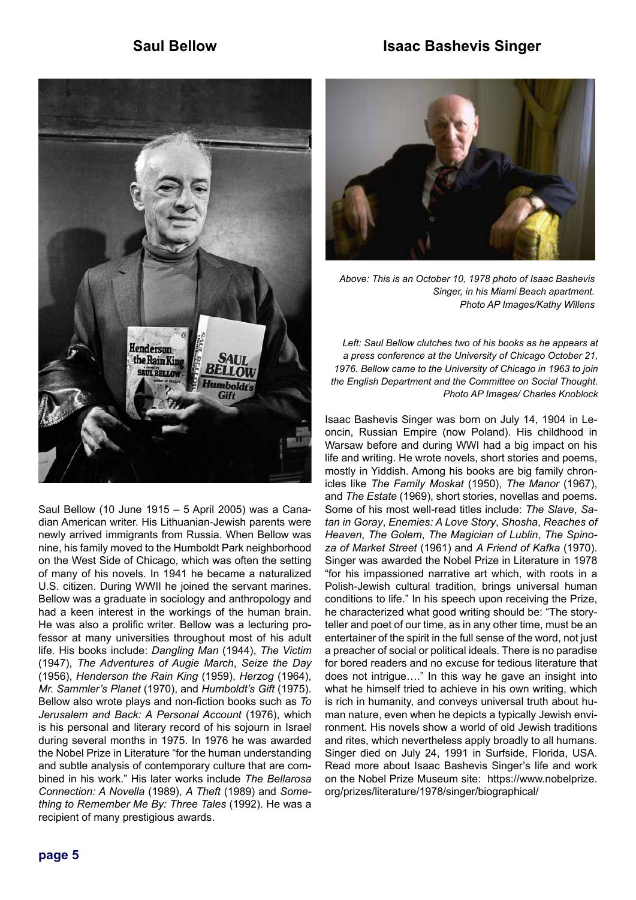## Saul Bellow

Saul Bellow (10 June 1915 – 5 April 2005) was a Canadian American writer. His Lithuanian-Jewish parents were newly arrived immigrants from Russia. When Bellow was nine, his family moved to the Humboldt Park neighborhood on the West Side of Chicago, which was often the setting of many of his novels. In 1941 he became a naturalized U.S. citizen. During WWII he joined the servant marines. Bellow was a graduate in sociology and anthropology and had a keen interest in the workings of the human brain. He was also a prolific writer. Bellow was a lecturing professor at many universities throughout most of his adult life. His books include: *Dangling Man* (1944), *The Victim* (1947), *The Adventures of Augie March*, *Seize the Day* (1956), *Henderson the Rain King* (1959), *Herzog* (1964), *Mr. Sammler's Planet* (1970), and *Humboldt's Gift* (1975). Bellow also wrote plays and non-fiction books such as *To Jerusalem and Back: A Personal Account* (1976), which is his personal and literary record of his sojourn in Israel during several months in 1975. In 1976 he was awarded the Nobel Prize in Literature "for the human understanding and subtle analysis of contemporary culture that are combined in his work." His later works include *The Bellarosa Connection: A Novella* (1989), *A Theft* (1989) and *Something to Remember Me By: Three Tales* (1992). He was a recipient of many prestigious awards.

## Isaac Bashevis Singer

*Above: This is an October 10, 1978 photo of Isaac Bashevis Singer, in his Miami Beach apartment. Photo AP Images/Kathy Willens*

*Left: Saul Bellow clutches two of his books as he appears at a press conference at the University of Chicago October 21, 1976. Bellow came to the University of Chicago in 1963 to join the English Department and the Committee on Social Thought. Photo AP Images/ Charles Knoblock*

Isaac Bashevis Singer was born on July 14, 1904 in Leoncin, Russian Empire (now Poland). His childhood in Warsaw before and during WWI had a big impact on his life and writing. He wrote novels, short stories and poems, mostly in Yiddish. Among his books are big family chronicles like *The Family Moskat* (1950), *The Manor* (1967), and *The Estate* (1969), short stories, novellas and poems. Some of his most well-read titles include: *The Slave*, *Satan in Goray*, *Enemies: A Love Story*, *Shosha*, *Reaches of Heaven*, *The Golem*, *The Magician of Lublin*, *The Spinoza of Market Street* (1961) and *A Friend of Kafka* (1970). Singer was awarded the Nobel Prize in Literature in 1978 "for his impassioned narrative art which, with roots in a Polish-Jewish cultural tradition, brings universal human conditions to life." In his speech upon receiving the Prize, he characterized what good writing should be: "The storyteller and poet of our time, as in any other time, must be an entertainer of the spirit in the full sense of the word, not just a preacher of social or political ideals. There is no paradise for bored readers and no excuse for tedious literature that does not intrigue…." In this way he gave an insight into what he himself tried to achieve in his own writing, which is rich in humanity, and conveys universal truth about human nature, even when he depicts a typically Jewish environment. His novels show a world of old Jewish traditions and rites, which nevertheless apply broadly to all humans. Singer died on July 24, 1991 in Surfside, Florida, USA. Read more about Isaac Bashevis Singer's life and work on the Nobel Prize Museum site: https://www.nobelprize.org/prizes/literature/1978/singer/biographical/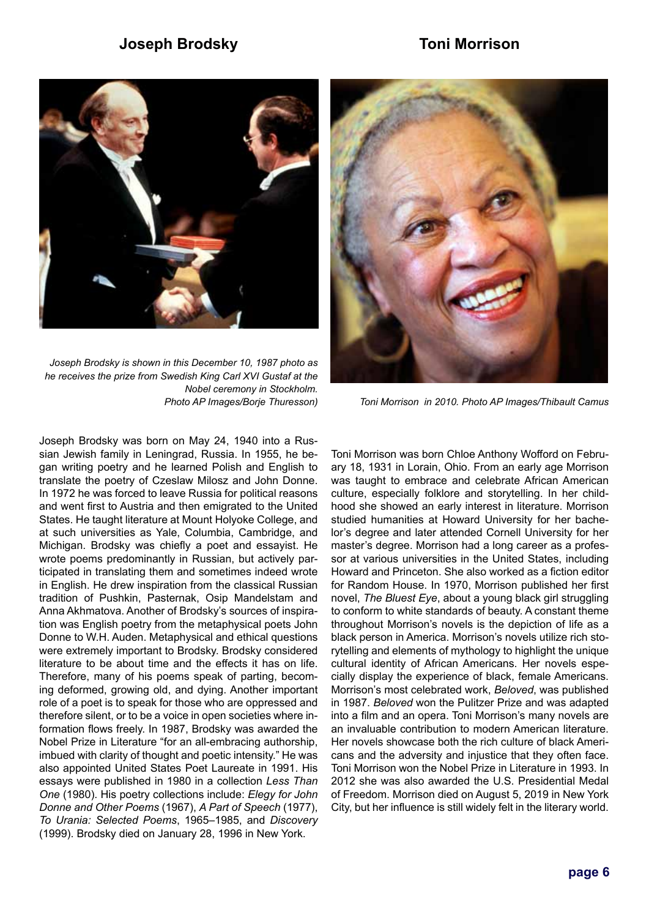## Joseph Brodsky

*Joseph Brodsky is shown in this December 10, 1987 photo as he receives the prize from Swedish King Carl XVI Gustaf at the Nobel ceremony in Stockholm. Photo AP Images/Borje Thuresson)*

Joseph Brodsky was born on May 24, 1940 into a Russian Jewish family in Leningrad, Russia. In 1955, he began writing poetry and he learned Polish and English to translate the poetry of Czeslaw Milosz and John Donne. In 1972 he was forced to leave Russia for political reasons and went first to Austria and then emigrated to the United States. He taught literature at Mount Holyoke College, and at such universities as Yale, Columbia, Cambridge, and Michigan. Brodsky was chiefly a poet and essayist. He wrote poems predominantly in Russian, but actively participated in translating them and sometimes indeed wrote in English. He drew inspiration from the classical Russian tradition of Pushkin, Pasternak, Osip Mandelstam and Anna Akhmatova. Another of Brodsky's sources of inspiration was English poetry from the metaphysical poets John Donne to W.H. Auden. Metaphysical and ethical questions were extremely important to Brodsky. Brodsky considered literature to be about time and the effects it has on life. Therefore, many of his poems speak of parting, becoming deformed, growing old, and dying. Another important role of a poet is to speak for those who are oppressed and therefore silent, or to be a voice in open societies where information flows freely. In 1987, Brodsky was awarded the Nobel Prize in Literature "for an all-embracing authorship, imbued with clarity of thought and poetic intensity." He was also appointed United States Poet Laureate in 1991. His essays were published in 1980 in a collection *Less Than One* (1980). His poetry collections include: *Elegy for John Donne and Other Poems* (1967), *A Part of Speech* (1977), *To Urania: Selected Poems*, 1965–1985, and *Discovery* (1999). Brodsky died on January 28, 1996 in New York.

## Toni Morrison

*Toni Morrison in 2010. Photo AP Images/Thibault Camus*

Toni Morrison was born Chloe Anthony Wofford on February 18, 1931 in Lorain, Ohio. From an early age Morrison was taught to embrace and celebrate African American culture, especially folklore and storytelling. In her childhood she showed an early interest in literature. Morrison studied humanities at Howard University for her bachelor's degree and later attended Cornell University for her master's degree. Morrison had a long career as a professor at various universities in the United States, including Howard and Princeton. She also worked as a fiction editor for Random House. In 1970, Morrison published her first novel, *The Bluest Eye*, about a young black girl struggling to conform to white standards of beauty. A constant theme throughout Morrison's novels is the depiction of life as a black person in America. Morrison's novels utilize rich storytelling and elements of mythology to highlight the unique cultural identity of African Americans. Her novels especially display the experience of black, female Americans. Morrison's most celebrated work, *Beloved*, was published in 1987. *Beloved* won the Pulitzer Prize and was adapted into a film and an opera. Toni Morrison's many novels are an invaluable contribution to modern American literature. Her novels showcase both the rich culture of black Americans and the adversity and injustice that they often face. Toni Morrison won the Nobel Prize in Literature in 1993. In 2012 she was also awarded the U.S. Presidential Medal of Freedom. Morrison died on August 5, 2019 in New York City, but her influence is still widely felt in the literary world.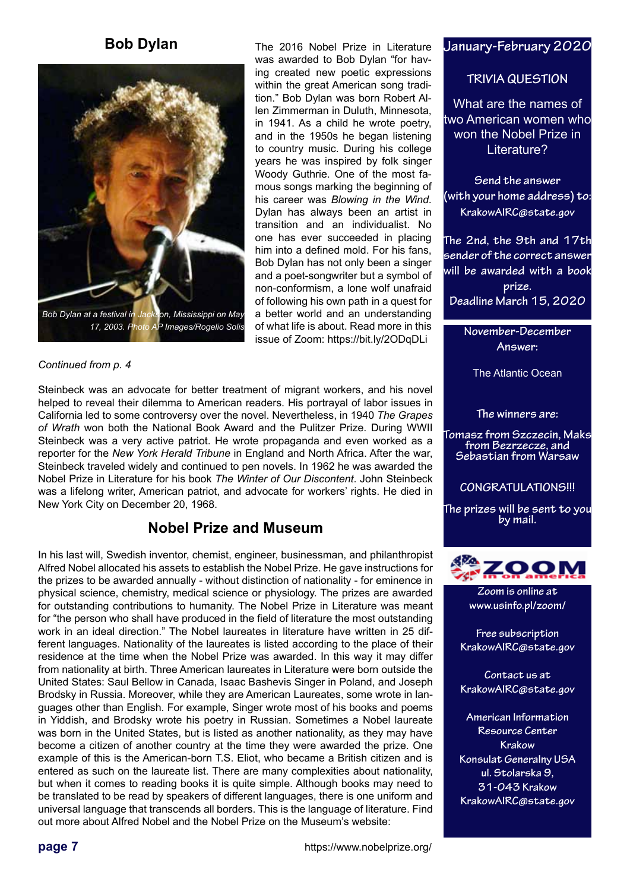## Bob Dylan

*Bob Dylan at a festival in Jackson, Mississippi on May 17, 2003. Photo AP Images/Rogelio Solis*

The 2016 Nobel Prize in Literature was awarded to Bob Dylan "for having created new poetic expressions within the great American song tradition." Bob Dylan was born Robert Allen Zimmerman in Duluth, Minnesota, in 1941. As a child he wrote poetry, and in the 1950s he began listening to country music. During his college years he was inspired by folk singer Woody Guthrie. One of the most famous songs marking the beginning of his career was *Blowing in the Wind*. Dylan has always been an artist in transition and an individualist. No one has ever succeeded in placing him into a defined mold. For his fans, Bob Dylan has not only been a singer and a poet-songwriter but a symbol of non-conformism, a lone wolf unafraid of following his own path in a quest for a better world and an understanding of what life is about. Read more in this issue of Zoom: https://bit.ly/2ODqDLi

*Continued from p. 4*

Steinbeck was an advocate for better treatment of migrant workers, and his novel helped to reveal their dilemma to American readers. His portrayal of labor issues in California led to some controversy over the novel. Nevertheless, in 1940 *The Grapes of Wrath* won both the National Book Award and the Pulitzer Prize. During WWII Steinbeck was a very active patriot. He wrote propaganda and even worked as a reporter for the *New York Herald Tribune* in England and North Africa. After the war, Steinbeck traveled widely and continued to pen novels. In 1962 he was awarded the Nobel Prize in Literature for his book *The Winter of Our Discontent*. John Steinbeck was a lifelong writer, American patriot, and advocate for workers' rights. He died in New York City on December 20, 1968.

## Nobel Prize and Museum

In his last will, Swedish inventor, chemist, engineer, businessman, and philanthropist Alfred Nobel allocated his assets to establish the Nobel Prize. He gave instructions for the prizes to be awarded annually - without distinction of nationality - for eminence in physical science, chemistry, medical science or physiology. The prizes are awarded for outstanding contributions to humanity. The Nobel Prize in Literature was meant for "the person who shall have produced in the field of literature the most outstanding work in an ideal direction." The Nobel laureates in literature have written in 25 different languages. Nationality of the laureates is listed according to the place of their residence at the time when the Nobel Prize was awarded. In this way it may differ from nationality at birth. Three American laureates in Literature were born outside the United States: Saul Bellow in Canada, Isaac Bashevis Singer in Poland, and Joseph Brodsky in Russia. Moreover, while they are American Laureates, some wrote in languages other than English. For example, Singer wrote most of his books and poems in Yiddish, and Brodsky wrote his poetry in Russian. Sometimes a Nobel laureate was born in the United States, but is listed as another nationality, as they may have become a citizen of another country at the time they were awarded the prize. One example of this is the American-born T.S. Eliot, who became a British citizen and is entered as such on the laureate list. There are many complexities about nationality, but when it comes to reading books it is quite simple. Although books may need to be translated to be read by speakers of different languages, there is one uniform and universal language that transcends all borders. This is the language of literature. Find out more about Alfred Nobel and the Nobel Prize on the Museum's website:

https://www.nobelprize.org/

### January-February 2020

**TRIVIA QUESTION**

What are the names of two American women who won the Nobel Prize in Literature?

Send the answer (with your home address) to: KrakowAIRC@state.gov

The 2nd, the 9th and 17th sender of the correct answer will be awarded with a book prize.
Deadline March 15, 2020

**November-December Answer:**

The Atlantic Ocean

**The winners are:**

Tomasz from Szczecin, Maks from Bezrzecze, and Sebastian from Warsaw

CONGRATULATIONS!!!

The prizes will be sent to you by mail.

ZOOM in on america

Zoom is online at www.usinfo.pl/zoom/

Free subscription KrakowAIRC@state.gov

Contact us at KrakowAIRC@state.gov

American Information Resource Center
Krakow
Konsulat Generalny USA
ul. Stolarska 9,
31-043 Krakow
KrakowAIRC@state.gov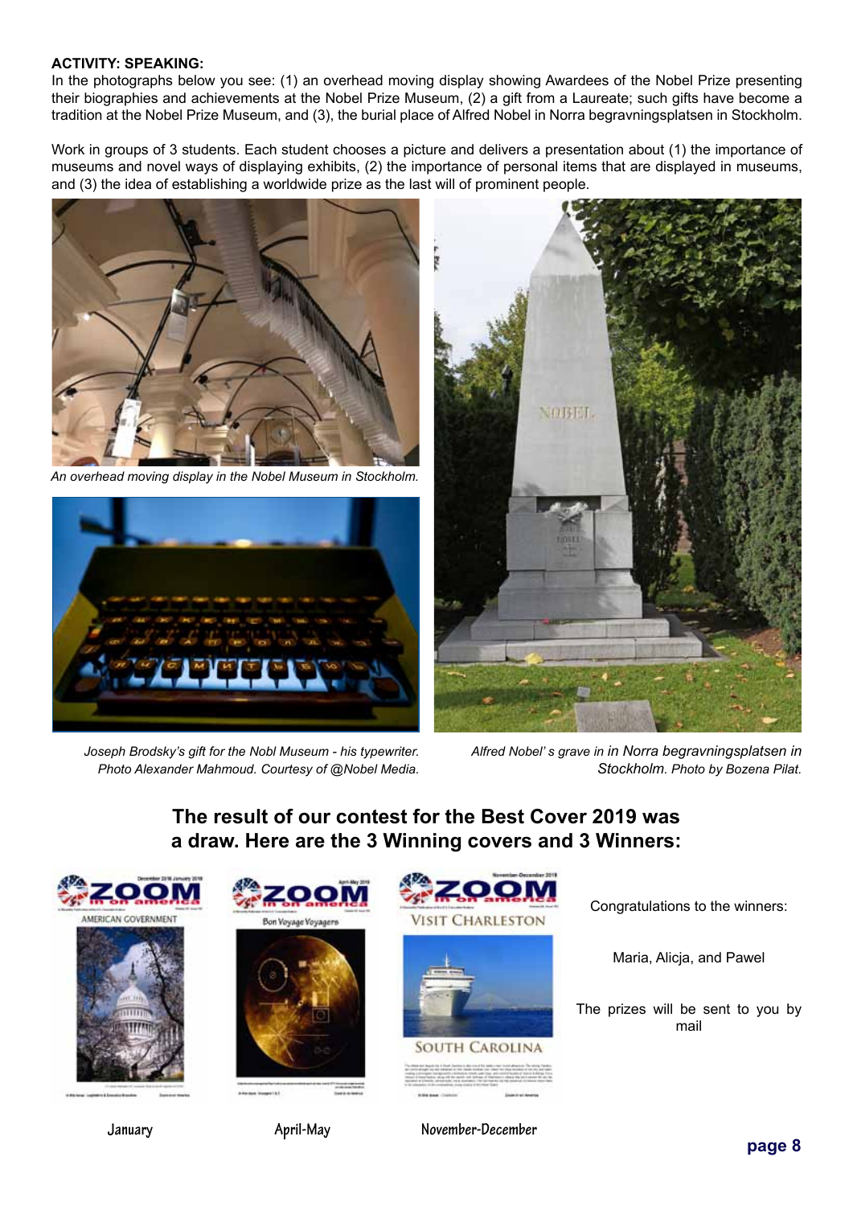**ACTIVITY: SPEAKING:**
In the photographs below you see: (1) an overhead moving display showing Awardees of the Nobel Prize presenting their biographies and achievements at the Nobel Prize Museum, (2) a gift from a Laureate; such gifts have become a tradition at the Nobel Prize Museum, and (3), the burial place of Alfred Nobel in Norra begravningsplatsen in Stockholm.

Work in groups of 3 students. Each student chooses a picture and delivers a presentation about (1) the importance of museums and novel ways of displaying exhibits, (2) the importance of personal items that are displayed in museums, and (3) the idea of establishing a worldwide prize as the last will of prominent people.

*An overhead moving display in the Nobel Museum in Stockholm.*

*Joseph Brodsky's gift for the Nobl Museum - his typewriter. Photo Alexander Mahmoud. Courtesy of @Nobel Media.*

*Alfred Nobel' s grave in in Norra begravningsplatsen in Stockholm. Photo by Bozena Pilat.*

## The result of our contest for the Best Cover 2019 was a draw. Here are the 3 Winning covers and 3 Winners:

January

April-May

November-December

Congratulations to the winners:

Maria, Alicja, and Pawel

The prizes will be sent to you by mail